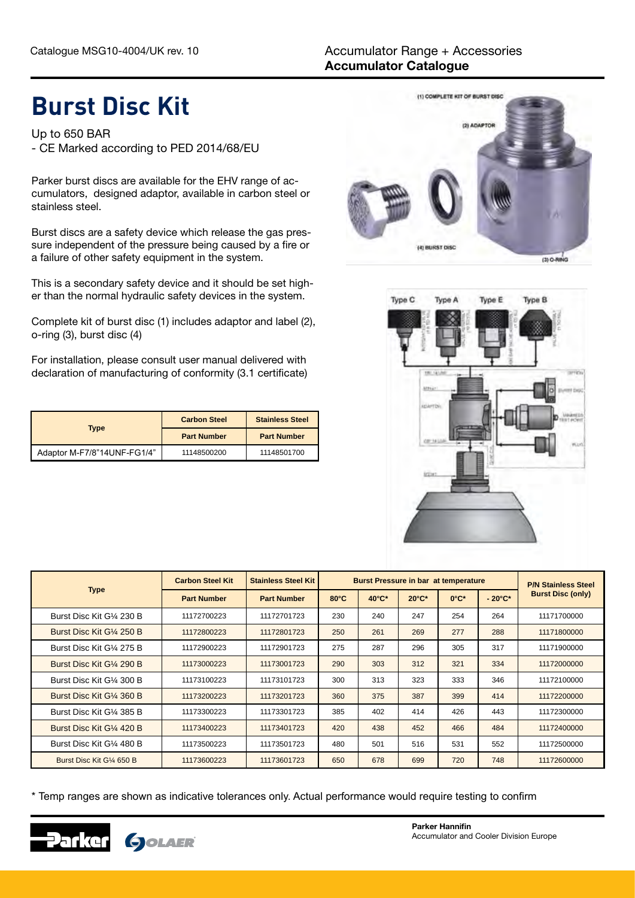# Burst Disc Kit

Up to 650 BAR
- CE Marked according to PED 2014/68/EU

Parker burst discs are available for the EHV range of accumulators, designed adaptor, available in carbon steel or stainless steel.

Burst discs are a safety device which release the gas pressure independent of the pressure being caused by a fire or a failure of other safety equipment in the system.

This is a secondary safety device and it should be set higher than the normal hydraulic safety devices in the system.

Complete kit of burst disc (1) includes adaptor and label (2), o-ring (3), burst disc (4)

For installation, please consult user manual delivered with declaration of manufacturing of conformity (3.1 certificate)

| Type | Carbon Steel | Stainless Steel |
|---|---|---|
| | Part Number | Part Number |
| Adaptor M-F7/8"14UNF-FG1/4" | 11148500200 | 11148501700 |

| Type | Carbon Steel Kit | Stainless Steel Kit | Burst Pressure in bar at temperature | | | | | P/N Stainless Steel Burst Disc (only) |
|---|---|---|---|---|---|---|---|---|
| | Part Number | Part Number | 80°C | 40°C* | 20°C* | 0°C* | - 20°C* | |
| Burst Disc Kit G¼ 230 B | 11172700223 | 11172701723 | 230 | 240 | 247 | 254 | 264 | 11171700000 |
| Burst Disc Kit G¼ 250 B | 11172800223 | 11172801723 | 250 | 261 | 269 | 277 | 288 | 11171800000 |
| Burst Disc Kit G¼ 275 B | 11172900223 | 11172901723 | 275 | 287 | 296 | 305 | 317 | 11171900000 |
| Burst Disc Kit G¼ 290 B | 11173000223 | 11173001723 | 290 | 303 | 312 | 321 | 334 | 11172000000 |
| Burst Disc Kit G¼ 300 B | 11173100223 | 11173101723 | 300 | 313 | 323 | 333 | 346 | 11172100000 |
| Burst Disc Kit G¼ 360 B | 11173200223 | 11173201723 | 360 | 375 | 387 | 399 | 414 | 11172200000 |
| Burst Disc Kit G¼ 385 B | 11173300223 | 11173301723 | 385 | 402 | 414 | 426 | 443 | 11172300000 |
| Burst Disc Kit G¼ 420 B | 11173400223 | 11173401723 | 420 | 438 | 452 | 466 | 484 | 11172400000 |
| Burst Disc Kit G¼ 480 B | 11173500223 | 11173501723 | 480 | 501 | 516 | 531 | 552 | 11172500000 |
| Burst Disc Kit G¼ 650 B | 11173600223 | 11173601723 | 650 | 678 | 699 | 720 | 748 | 11172600000 |

\* Temp ranges are shown as indicative tolerances only. Actual performance would require testing to confirm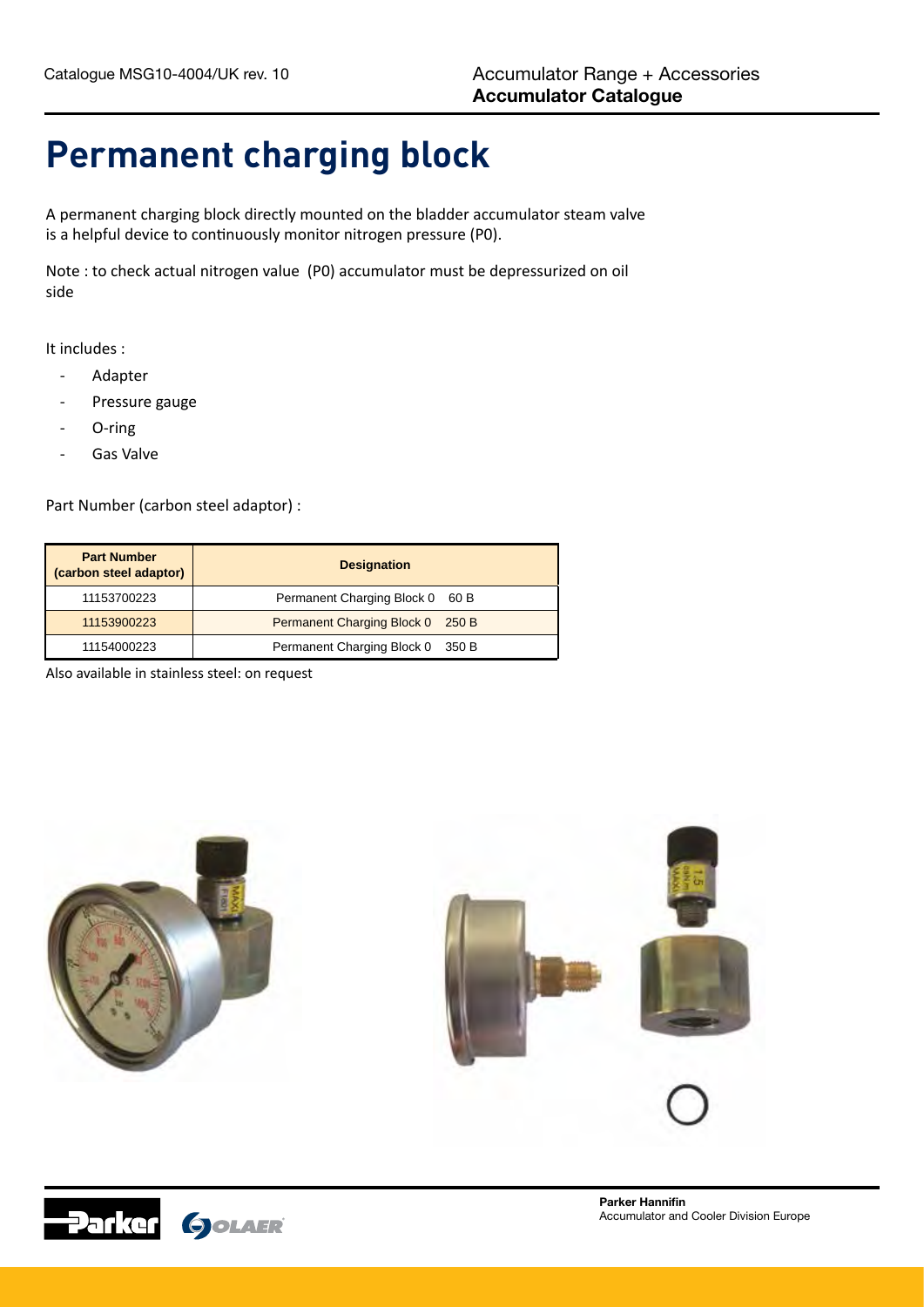# Permanent charging block

A permanent charging block directly mounted on the bladder accumulator steam valve is a helpful device to continuously monitor nitrogen pressure (P0).

Note : to check actual nitrogen value (P0) accumulator must be depressurized on oil side

It includes :

- Adapter
- Pressure gauge
- O-ring
- Gas Valve

Part Number (carbon steel adaptor) :

| Part Number (carbon steel adaptor) | Designation |
|---|---|
| 11153700223 | Permanent Charging Block 0 60 B |
| 11153900223 | Permanent Charging Block 0 250 B |
| 11154000223 | Permanent Charging Block 0 350 B |

Also available in stainless steel: on request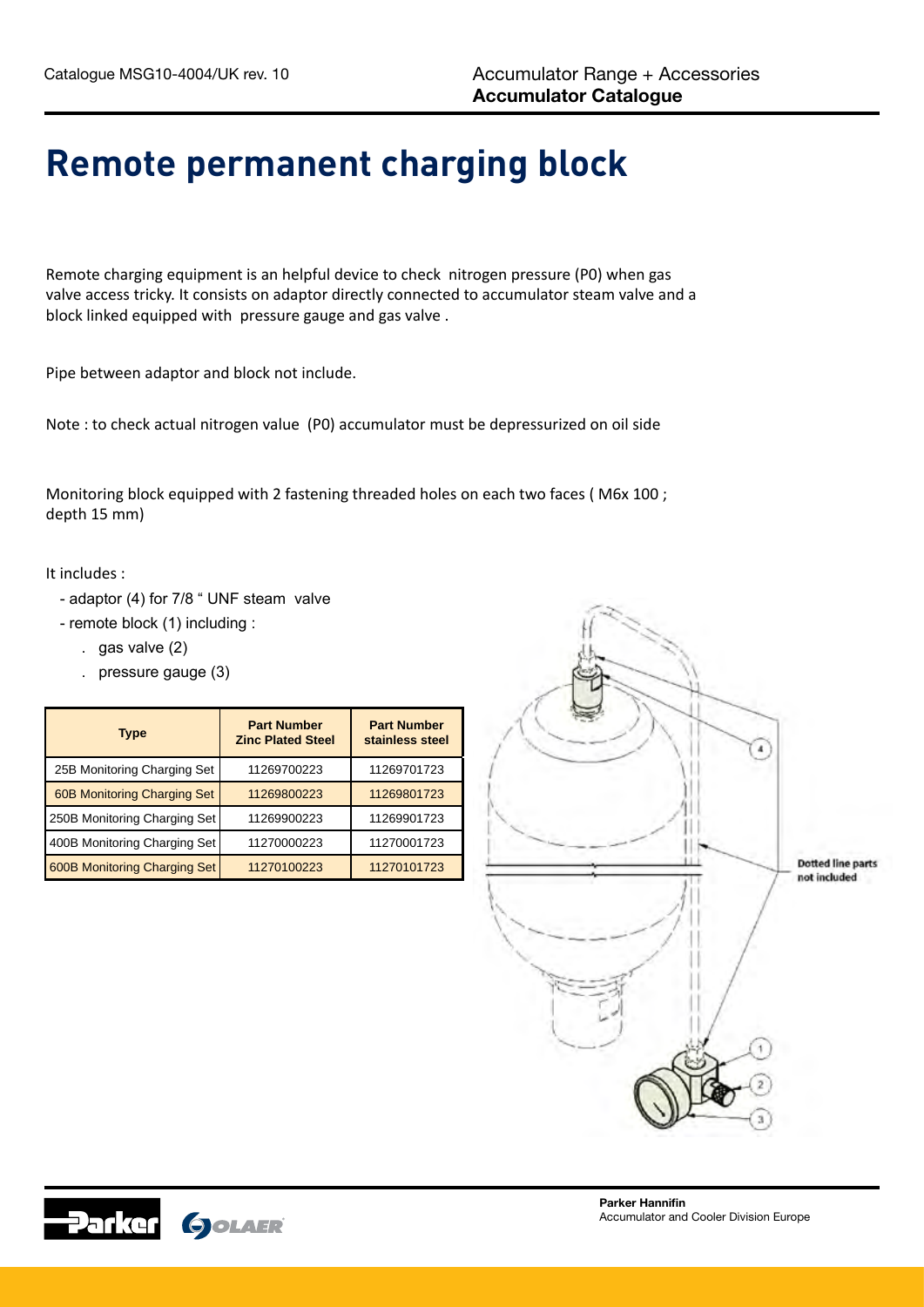# Remote permanent charging block

Remote charging equipment is an helpful device to check nitrogen pressure (P0) when gas valve access tricky. It consists on adaptor directly connected to accumulator steam valve and a block linked equipped with pressure gauge and gas valve .

Pipe between adaptor and block not include.

Note : to check actual nitrogen value (P0) accumulator must be depressurized on oil side

Monitoring block equipped with 2 fastening threaded holes on each two faces ( M6x 100 ; depth 15 mm)

It includes :

- adaptor (4) for 7/8 " UNF steam valve
- remote block (1) including :
  - gas valve (2)
  - pressure gauge (3)

| Type | Part Number Zinc Plated Steel | Part Number stainless steel |
|---|---|---|
| 25B Monitoring Charging Set | 11269700223 | 11269701723 |
| 60B Monitoring Charging Set | 11269800223 | 11269801723 |
| 250B Monitoring Charging Set | 11269900223 | 11269901723 |
| 400B Monitoring Charging Set | 11270000223 | 11270001723 |
| 600B Monitoring Charging Set | 11270100223 | 11270101723 |

4

Dotted line parts not included

1

2

3